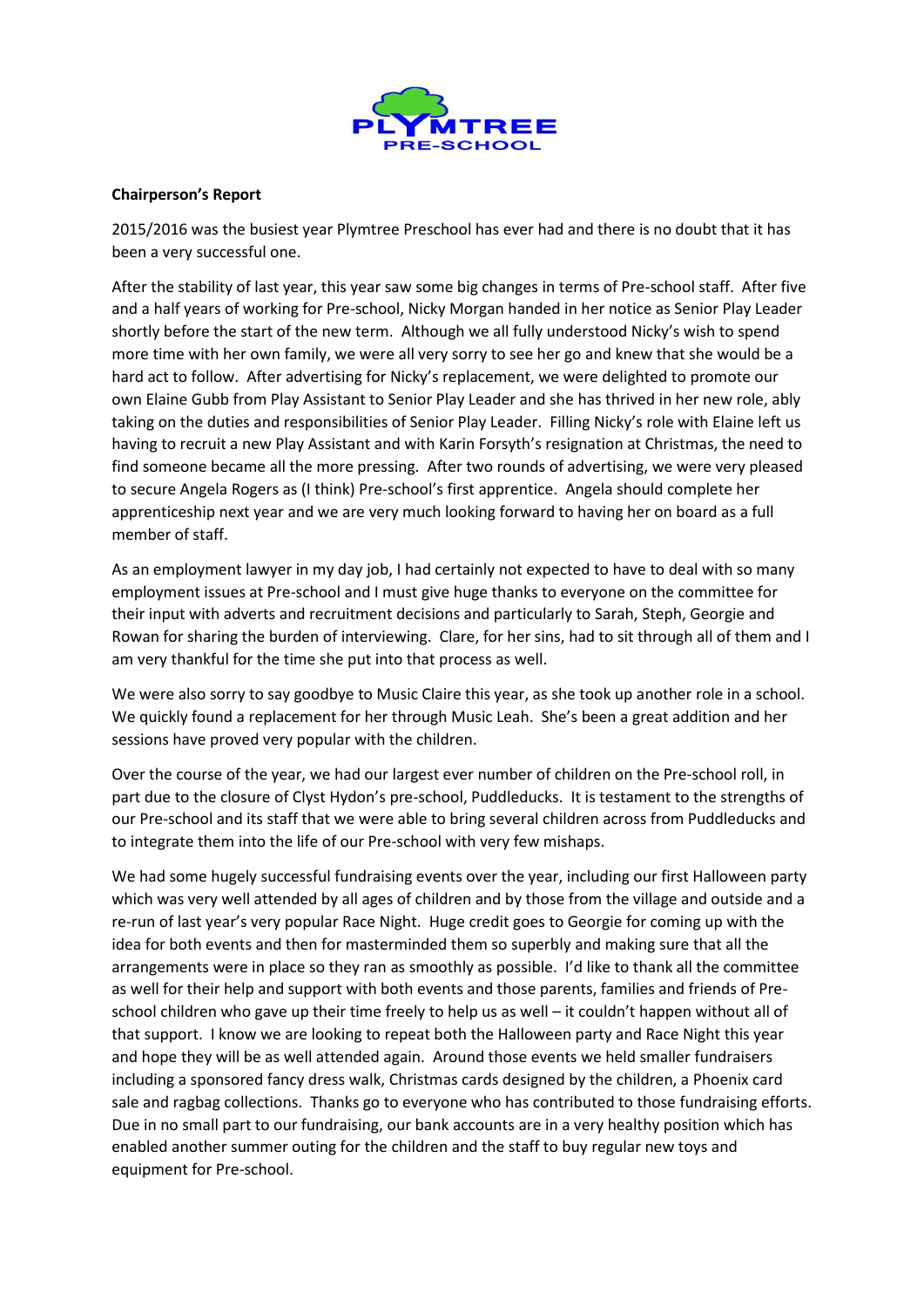**Chairperson's Report**

2015/2016 was the busiest year Plymtree Preschool has ever had and there is no doubt that it has been a very successful one.

After the stability of last year, this year saw some big changes in terms of Pre-school staff. After five and a half years of working for Pre-school, Nicky Morgan handed in her notice as Senior Play Leader shortly before the start of the new term. Although we all fully understood Nicky's wish to spend more time with her own family, we were all very sorry to see her go and knew that she would be a hard act to follow. After advertising for Nicky's replacement, we were delighted to promote our own Elaine Gubb from Play Assistant to Senior Play Leader and she has thrived in her new role, ably taking on the duties and responsibilities of Senior Play Leader. Filling Nicky's role with Elaine left us having to recruit a new Play Assistant and with Karin Forsyth's resignation at Christmas, the need to find someone became all the more pressing. After two rounds of advertising, we were very pleased to secure Angela Rogers as (I think) Pre-school's first apprentice. Angela should complete her apprenticeship next year and we are very much looking forward to having her on board as a full member of staff.

As an employment lawyer in my day job, I had certainly not expected to have to deal with so many employment issues at Pre-school and I must give huge thanks to everyone on the committee for their input with adverts and recruitment decisions and particularly to Sarah, Steph, Georgie and Rowan for sharing the burden of interviewing. Clare, for her sins, had to sit through all of them and I am very thankful for the time she put into that process as well.

We were also sorry to say goodbye to Music Claire this year, as she took up another role in a school. We quickly found a replacement for her through Music Leah. She's been a great addition and her sessions have proved very popular with the children.

Over the course of the year, we had our largest ever number of children on the Pre-school roll, in part due to the closure of Clyst Hydon's pre-school, Puddleducks. It is testament to the strengths of our Pre-school and its staff that we were able to bring several children across from Puddleducks and to integrate them into the life of our Pre-school with very few mishaps.

We had some hugely successful fundraising events over the year, including our first Halloween party which was very well attended by all ages of children and by those from the village and outside and a re-run of last year's very popular Race Night. Huge credit goes to Georgie for coming up with the idea for both events and then for masterminded them so superbly and making sure that all the arrangements were in place so they ran as smoothly as possible. I'd like to thank all the committee as well for their help and support with both events and those parents, families and friends of Pre-school children who gave up their time freely to help us as well – it couldn't happen without all of that support. I know we are looking to repeat both the Halloween party and Race Night this year and hope they will be as well attended again. Around those events we held smaller fundraisers including a sponsored fancy dress walk, Christmas cards designed by the children, a Phoenix card sale and ragbag collections. Thanks go to everyone who has contributed to those fundraising efforts. Due in no small part to our fundraising, our bank accounts are in a very healthy position which has enabled another summer outing for the children and the staff to buy regular new toys and equipment for Pre-school.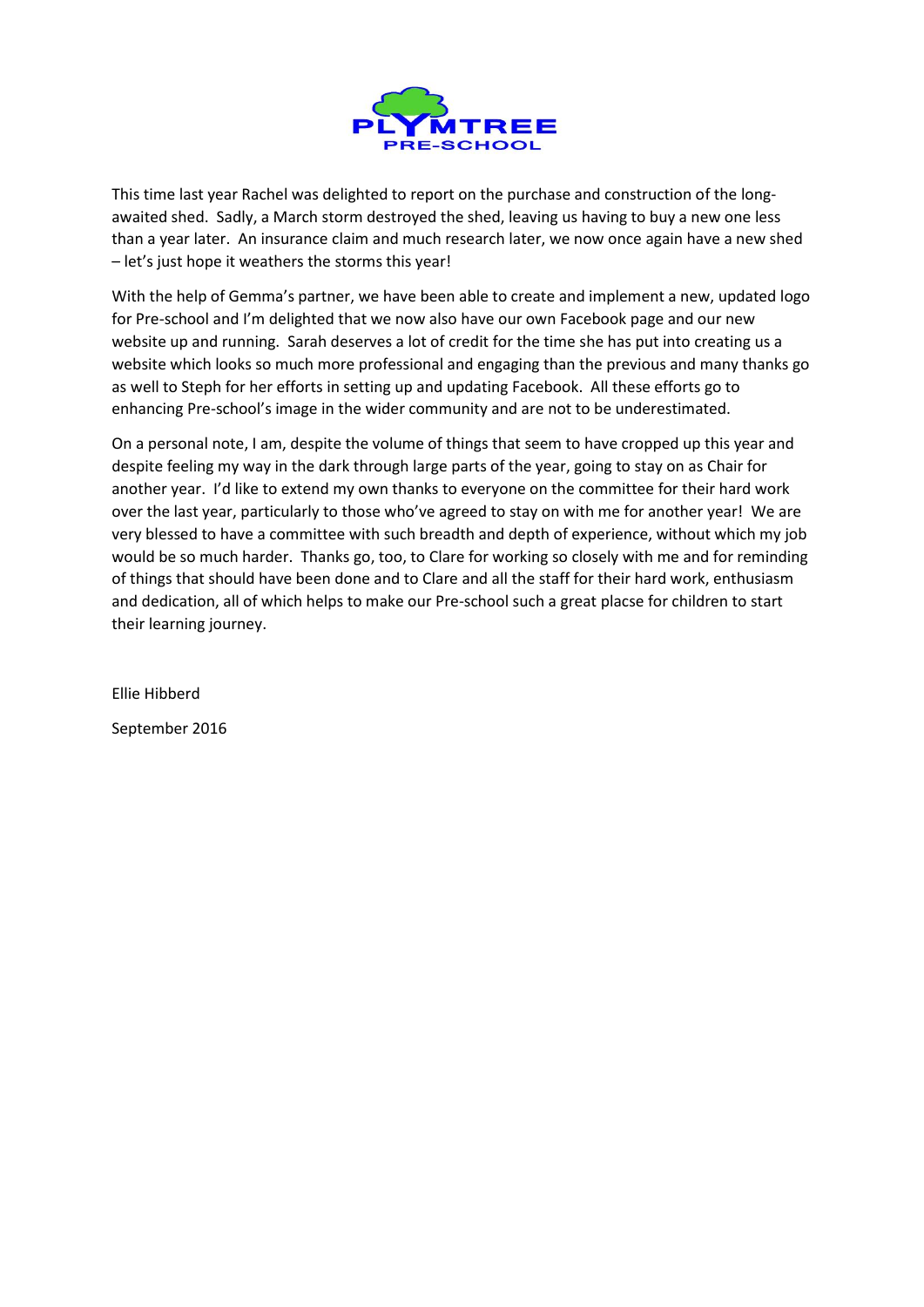This time last year Rachel was delighted to report on the purchase and construction of the long-awaited shed. Sadly, a March storm destroyed the shed, leaving us having to buy a new one less than a year later. An insurance claim and much research later, we now once again have a new shed – let's just hope it weathers the storms this year!

With the help of Gemma's partner, we have been able to create and implement a new, updated logo for Pre-school and I'm delighted that we now also have our own Facebook page and our new website up and running. Sarah deserves a lot of credit for the time she has put into creating us a website which looks so much more professional and engaging than the previous and many thanks go as well to Steph for her efforts in setting up and updating Facebook. All these efforts go to enhancing Pre-school's image in the wider community and are not to be underestimated.

On a personal note, I am, despite the volume of things that seem to have cropped up this year and despite feeling my way in the dark through large parts of the year, going to stay on as Chair for another year. I'd like to extend my own thanks to everyone on the committee for their hard work over the last year, particularly to those who've agreed to stay on with me for another year! We are very blessed to have a committee with such breadth and depth of experience, without which my job would be so much harder. Thanks go, too, to Clare for working so closely with me and for reminding of things that should have been done and to Clare and all the staff for their hard work, enthusiasm and dedication, all of which helps to make our Pre-school such a great placse for children to start their learning journey.

Ellie Hibberd

September 2016